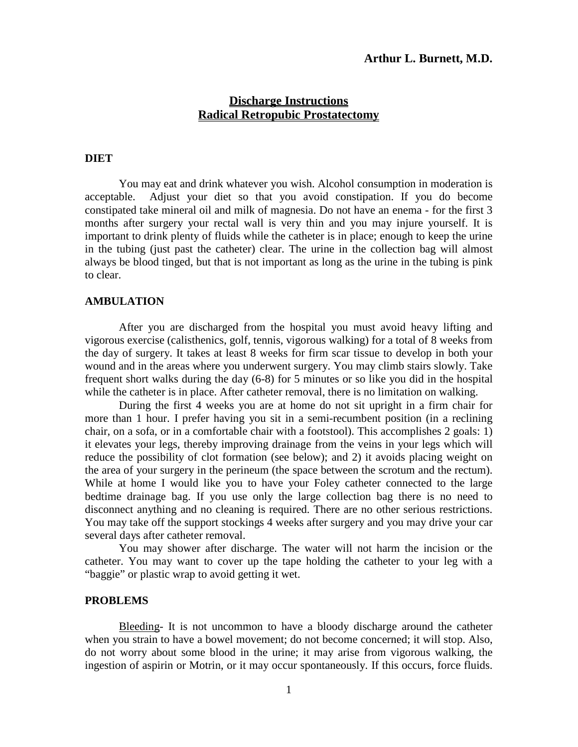**Arthur L. Burnett, M.D.**

# Discharge Instructions
# Radical Retropubic Prostatectomy

## DIET

You may eat and drink whatever you wish. Alcohol consumption in moderation is acceptable. Adjust your diet so that you avoid constipation. If you do become constipated take mineral oil and milk of magnesia. Do not have an enema - for the first 3 months after surgery your rectal wall is very thin and you may injure yourself. It is important to drink plenty of fluids while the catheter is in place; enough to keep the urine in the tubing (just past the catheter) clear. The urine in the collection bag will almost always be blood tinged, but that is not important as long as the urine in the tubing is pink to clear.

## AMBULATION

After you are discharged from the hospital you must avoid heavy lifting and vigorous exercise (calisthenics, golf, tennis, vigorous walking) for a total of 8 weeks from the day of surgery. It takes at least 8 weeks for firm scar tissue to develop in both your wound and in the areas where you underwent surgery. You may climb stairs slowly. Take frequent short walks during the day (6-8) for 5 minutes or so like you did in the hospital while the catheter is in place. After catheter removal, there is no limitation on walking.

During the first 4 weeks you are at home do not sit upright in a firm chair for more than 1 hour. I prefer having you sit in a semi-recumbent position (in a reclining chair, on a sofa, or in a comfortable chair with a footstool). This accomplishes 2 goals: 1) it elevates your legs, thereby improving drainage from the veins in your legs which will reduce the possibility of clot formation (see below); and 2) it avoids placing weight on the area of your surgery in the perineum (the space between the scrotum and the rectum). While at home I would like you to have your Foley catheter connected to the large bedtime drainage bag. If you use only the large collection bag there is no need to disconnect anything and no cleaning is required. There are no other serious restrictions. You may take off the support stockings 4 weeks after surgery and you may drive your car several days after catheter removal.

You may shower after discharge. The water will not harm the incision or the catheter. You may want to cover up the tape holding the catheter to your leg with a "baggie" or plastic wrap to avoid getting it wet.

## PROBLEMS

Bleeding- It is not uncommon to have a bloody discharge around the catheter when you strain to have a bowel movement; do not become concerned; it will stop. Also, do not worry about some blood in the urine; it may arise from vigorous walking, the ingestion of aspirin or Motrin, or it may occur spontaneously. If this occurs, force fluids.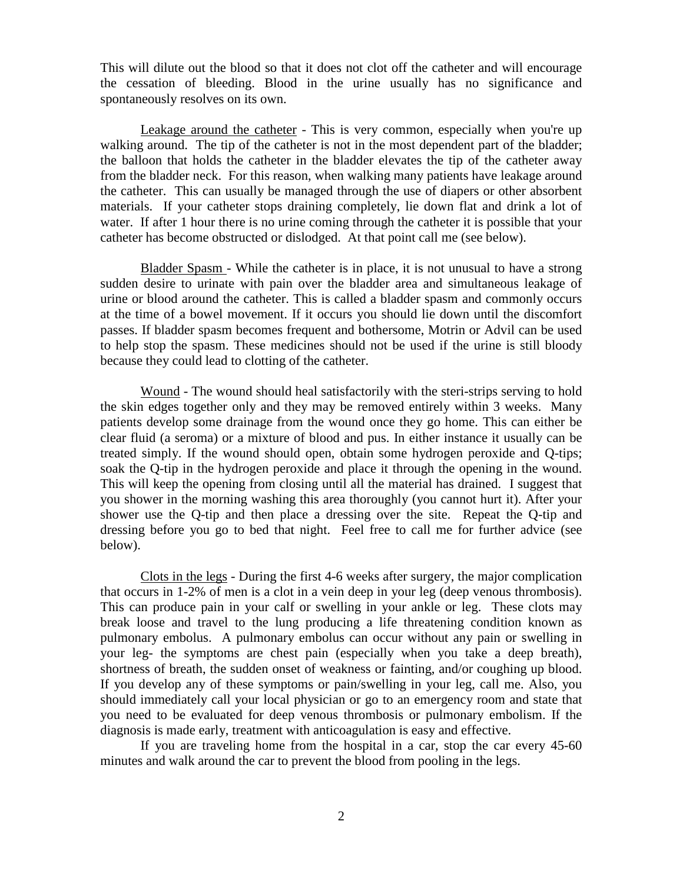This will dilute out the blood so that it does not clot off the catheter and will encourage the cessation of bleeding. Blood in the urine usually has no significance and spontaneously resolves on its own.

<u>Leakage around the catheter</u> - This is very common, especially when you're up walking around. The tip of the catheter is not in the most dependent part of the bladder; the balloon that holds the catheter in the bladder elevates the tip of the catheter away from the bladder neck. For this reason, when walking many patients have leakage around the catheter. This can usually be managed through the use of diapers or other absorbent materials. If your catheter stops draining completely, lie down flat and drink a lot of water. If after 1 hour there is no urine coming through the catheter it is possible that your catheter has become obstructed or dislodged. At that point call me (see below).

<u>Bladder Spasm</u> - While the catheter is in place, it is not unusual to have a strong sudden desire to urinate with pain over the bladder area and simultaneous leakage of urine or blood around the catheter. This is called a bladder spasm and commonly occurs at the time of a bowel movement. If it occurs you should lie down until the discomfort passes. If bladder spasm becomes frequent and bothersome, Motrin or Advil can be used to help stop the spasm. These medicines should not be used if the urine is still bloody because they could lead to clotting of the catheter.

<u>Wound</u> - The wound should heal satisfactorily with the steri-strips serving to hold the skin edges together only and they may be removed entirely within 3 weeks. Many patients develop some drainage from the wound once they go home. This can either be clear fluid (a seroma) or a mixture of blood and pus. In either instance it usually can be treated simply. If the wound should open, obtain some hydrogen peroxide and Q-tips; soak the Q-tip in the hydrogen peroxide and place it through the opening in the wound. This will keep the opening from closing until all the material has drained. I suggest that you shower in the morning washing this area thoroughly (you cannot hurt it). After your shower use the Q-tip and then place a dressing over the site. Repeat the Q-tip and dressing before you go to bed that night. Feel free to call me for further advice (see below).

<u>Clots in the legs</u> - During the first 4-6 weeks after surgery, the major complication that occurs in 1-2% of men is a clot in a vein deep in your leg (deep venous thrombosis). This can produce pain in your calf or swelling in your ankle or leg. These clots may break loose and travel to the lung producing a life threatening condition known as pulmonary embolus. A pulmonary embolus can occur without any pain or swelling in your leg- the symptoms are chest pain (especially when you take a deep breath), shortness of breath, the sudden onset of weakness or fainting, and/or coughing up blood. If you develop any of these symptoms or pain/swelling in your leg, call me. Also, you should immediately call your local physician or go to an emergency room and state that you need to be evaluated for deep venous thrombosis or pulmonary embolism. If the diagnosis is made early, treatment with anticoagulation is easy and effective.

If you are traveling home from the hospital in a car, stop the car every 45-60 minutes and walk around the car to prevent the blood from pooling in the legs.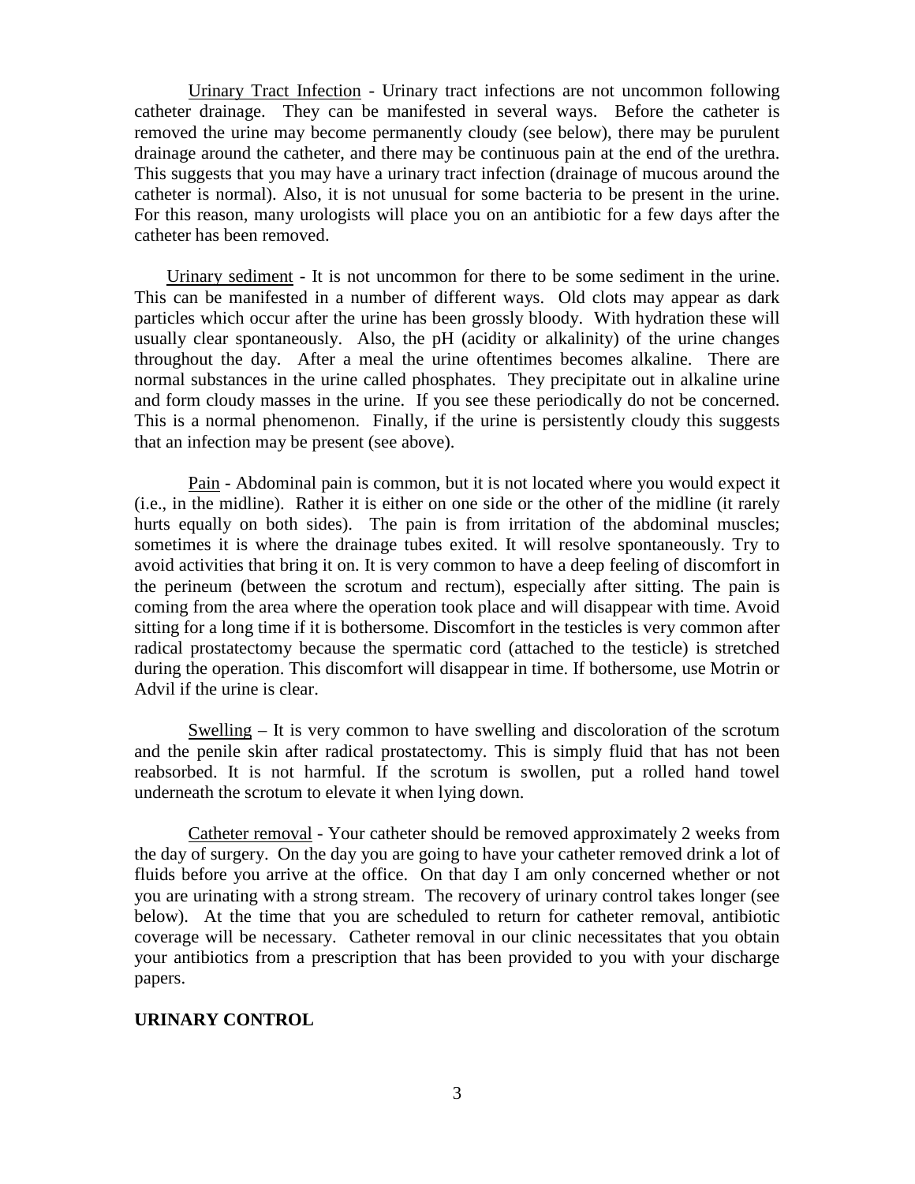Urinary Tract Infection - Urinary tract infections are not uncommon following catheter drainage. They can be manifested in several ways. Before the catheter is removed the urine may become permanently cloudy (see below), there may be purulent drainage around the catheter, and there may be continuous pain at the end of the urethra. This suggests that you may have a urinary tract infection (drainage of mucous around the catheter is normal). Also, it is not unusual for some bacteria to be present in the urine. For this reason, many urologists will place you on an antibiotic for a few days after the catheter has been removed.

Urinary sediment - It is not uncommon for there to be some sediment in the urine. This can be manifested in a number of different ways. Old clots may appear as dark particles which occur after the urine has been grossly bloody. With hydration these will usually clear spontaneously. Also, the pH (acidity or alkalinity) of the urine changes throughout the day. After a meal the urine oftentimes becomes alkaline. There are normal substances in the urine called phosphates. They precipitate out in alkaline urine and form cloudy masses in the urine. If you see these periodically do not be concerned. This is a normal phenomenon. Finally, if the urine is persistently cloudy this suggests that an infection may be present (see above).

Pain - Abdominal pain is common, but it is not located where you would expect it (i.e., in the midline). Rather it is either on one side or the other of the midline (it rarely hurts equally on both sides). The pain is from irritation of the abdominal muscles; sometimes it is where the drainage tubes exited. It will resolve spontaneously. Try to avoid activities that bring it on. It is very common to have a deep feeling of discomfort in the perineum (between the scrotum and rectum), especially after sitting. The pain is coming from the area where the operation took place and will disappear with time. Avoid sitting for a long time if it is bothersome. Discomfort in the testicles is very common after radical prostatectomy because the spermatic cord (attached to the testicle) is stretched during the operation. This discomfort will disappear in time. If bothersome, use Motrin or Advil if the urine is clear.

Swelling – It is very common to have swelling and discoloration of the scrotum and the penile skin after radical prostatectomy. This is simply fluid that has not been reabsorbed. It is not harmful. If the scrotum is swollen, put a rolled hand towel underneath the scrotum to elevate it when lying down.

Catheter removal - Your catheter should be removed approximately 2 weeks from the day of surgery. On the day you are going to have your catheter removed drink a lot of fluids before you arrive at the office. On that day I am only concerned whether or not you are urinating with a strong stream. The recovery of urinary control takes longer (see below). At the time that you are scheduled to return for catheter removal, antibiotic coverage will be necessary. Catheter removal in our clinic necessitates that you obtain your antibiotics from a prescription that has been provided to you with your discharge papers.

## URINARY CONTROL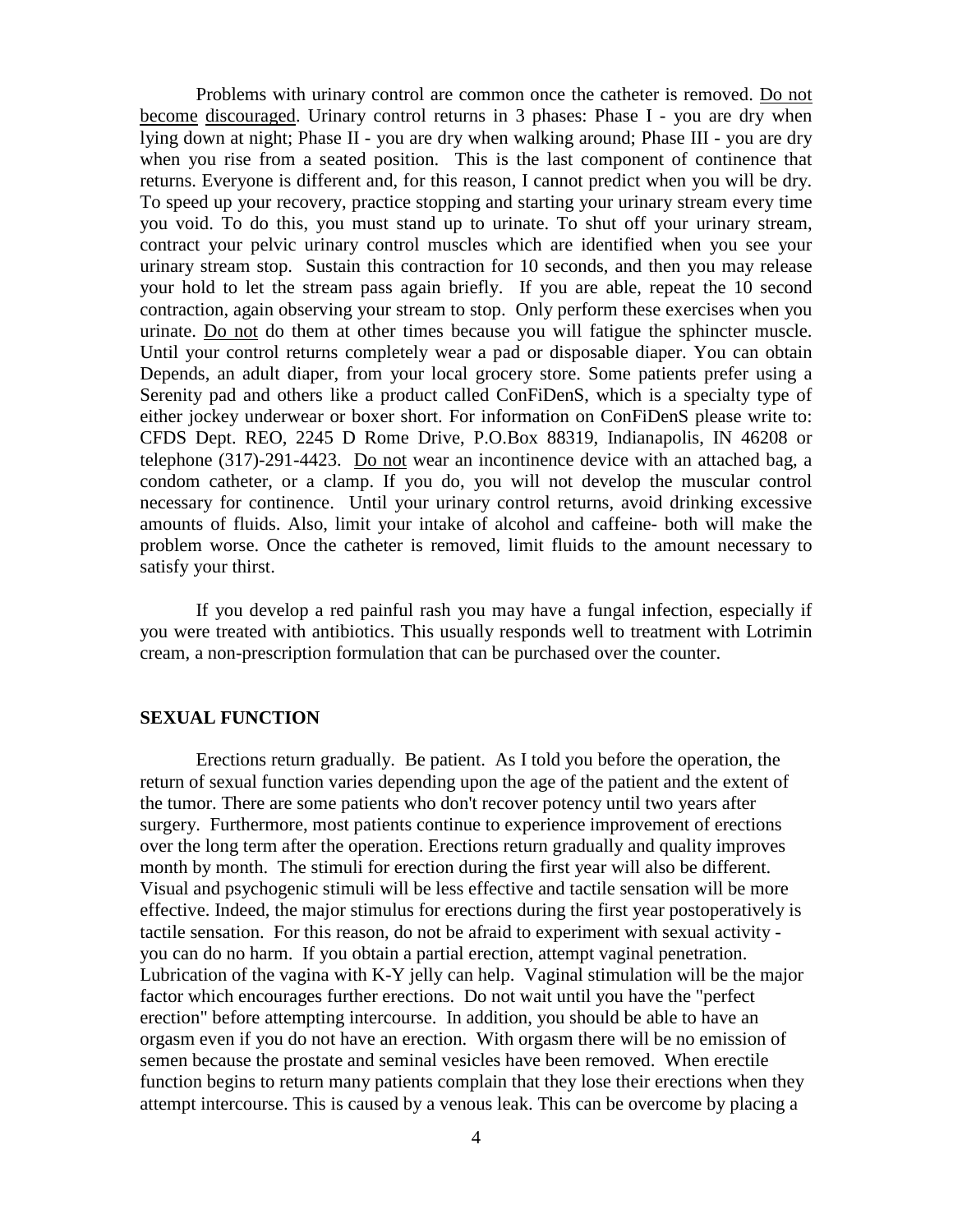Problems with urinary control are common once the catheter is removed. <u>Do not become discouraged</u>. Urinary control returns in 3 phases: Phase I - you are dry when lying down at night; Phase II - you are dry when walking around; Phase III - you are dry when you rise from a seated position. This is the last component of continence that returns. Everyone is different and, for this reason, I cannot predict when you will be dry. To speed up your recovery, practice stopping and starting your urinary stream every time you void. To do this, you must stand up to urinate. To shut off your urinary stream, contract your pelvic urinary control muscles which are identified when you see your urinary stream stop. Sustain this contraction for 10 seconds, and then you may release your hold to let the stream pass again briefly. If you are able, repeat the 10 second contraction, again observing your stream to stop. Only perform these exercises when you urinate. <u>Do not</u> do them at other times because you will fatigue the sphincter muscle. Until your control returns completely wear a pad or disposable diaper. You can obtain Depends, an adult diaper, from your local grocery store. Some patients prefer using a Serenity pad and others like a product called ConFiDenS, which is a specialty type of either jockey underwear or boxer short. For information on ConFiDenS please write to: CFDS Dept. REO, 2245 D Rome Drive, P.O.Box 88319, Indianapolis, IN 46208 or telephone (317)-291-4423. <u>Do not</u> wear an incontinence device with an attached bag, a condom catheter, or a clamp. If you do, you will not develop the muscular control necessary for continence. Until your urinary control returns, avoid drinking excessive amounts of fluids. Also, limit your intake of alcohol and caffeine- both will make the problem worse. Once the catheter is removed, limit fluids to the amount necessary to satisfy your thirst.

If you develop a red painful rash you may have a fungal infection, especially if you were treated with antibiotics. This usually responds well to treatment with Lotrimin cream, a non-prescription formulation that can be purchased over the counter.

## SEXUAL FUNCTION

Erections return gradually. Be patient. As I told you before the operation, the return of sexual function varies depending upon the age of the patient and the extent of the tumor. There are some patients who don't recover potency until two years after surgery. Furthermore, most patients continue to experience improvement of erections over the long term after the operation. Erections return gradually and quality improves month by month. The stimuli for erection during the first year will also be different. Visual and psychogenic stimuli will be less effective and tactile sensation will be more effective. Indeed, the major stimulus for erections during the first year postoperatively is tactile sensation. For this reason, do not be afraid to experiment with sexual activity - you can do no harm. If you obtain a partial erection, attempt vaginal penetration. Lubrication of the vagina with K-Y jelly can help. Vaginal stimulation will be the major factor which encourages further erections. Do not wait until you have the "perfect erection" before attempting intercourse. In addition, you should be able to have an orgasm even if you do not have an erection. With orgasm there will be no emission of semen because the prostate and seminal vesicles have been removed. When erectile function begins to return many patients complain that they lose their erections when they attempt intercourse. This is caused by a venous leak. This can be overcome by placing a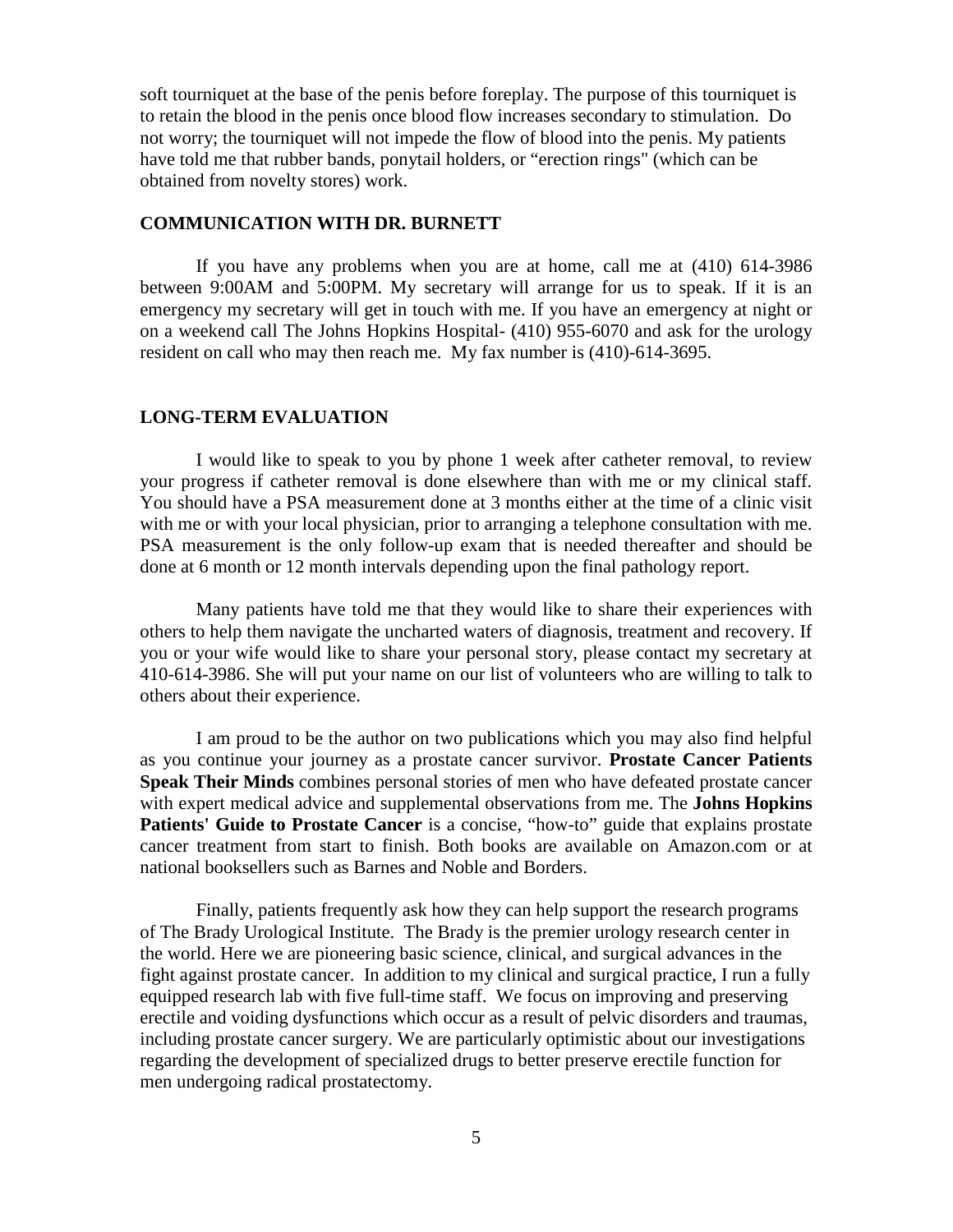soft tourniquet at the base of the penis before foreplay. The purpose of this tourniquet is to retain the blood in the penis once blood flow increases secondary to stimulation. Do not worry; the tourniquet will not impede the flow of blood into the penis. My patients have told me that rubber bands, ponytail holders, or "erection rings" (which can be obtained from novelty stores) work.

### COMMUNICATION WITH DR. BURNETT

If you have any problems when you are at home, call me at (410) 614-3986 between 9:00AM and 5:00PM. My secretary will arrange for us to speak. If it is an emergency my secretary will get in touch with me. If you have an emergency at night or on a weekend call The Johns Hopkins Hospital- (410) 955-6070 and ask for the urology resident on call who may then reach me. My fax number is (410)-614-3695.

### LONG-TERM EVALUATION

I would like to speak to you by phone 1 week after catheter removal, to review your progress if catheter removal is done elsewhere than with me or my clinical staff. You should have a PSA measurement done at 3 months either at the time of a clinic visit with me or with your local physician, prior to arranging a telephone consultation with me. PSA measurement is the only follow-up exam that is needed thereafter and should be done at 6 month or 12 month intervals depending upon the final pathology report.

Many patients have told me that they would like to share their experiences with others to help them navigate the uncharted waters of diagnosis, treatment and recovery. If you or your wife would like to share your personal story, please contact my secretary at 410-614-3986. She will put your name on our list of volunteers who are willing to talk to others about their experience.

I am proud to be the author on two publications which you may also find helpful as you continue your journey as a prostate cancer survivor. **Prostate Cancer Patients Speak Their Minds** combines personal stories of men who have defeated prostate cancer with expert medical advice and supplemental observations from me. The **Johns Hopkins Patients' Guide to Prostate Cancer** is a concise, "how-to" guide that explains prostate cancer treatment from start to finish. Both books are available on Amazon.com or at national booksellers such as Barnes and Noble and Borders.

Finally, patients frequently ask how they can help support the research programs of The Brady Urological Institute. The Brady is the premier urology research center in the world. Here we are pioneering basic science, clinical, and surgical advances in the fight against prostate cancer. In addition to my clinical and surgical practice, I run a fully equipped research lab with five full-time staff. We focus on improving and preserving erectile and voiding dysfunctions which occur as a result of pelvic disorders and traumas, including prostate cancer surgery. We are particularly optimistic about our investigations regarding the development of specialized drugs to better preserve erectile function for men undergoing radical prostatectomy.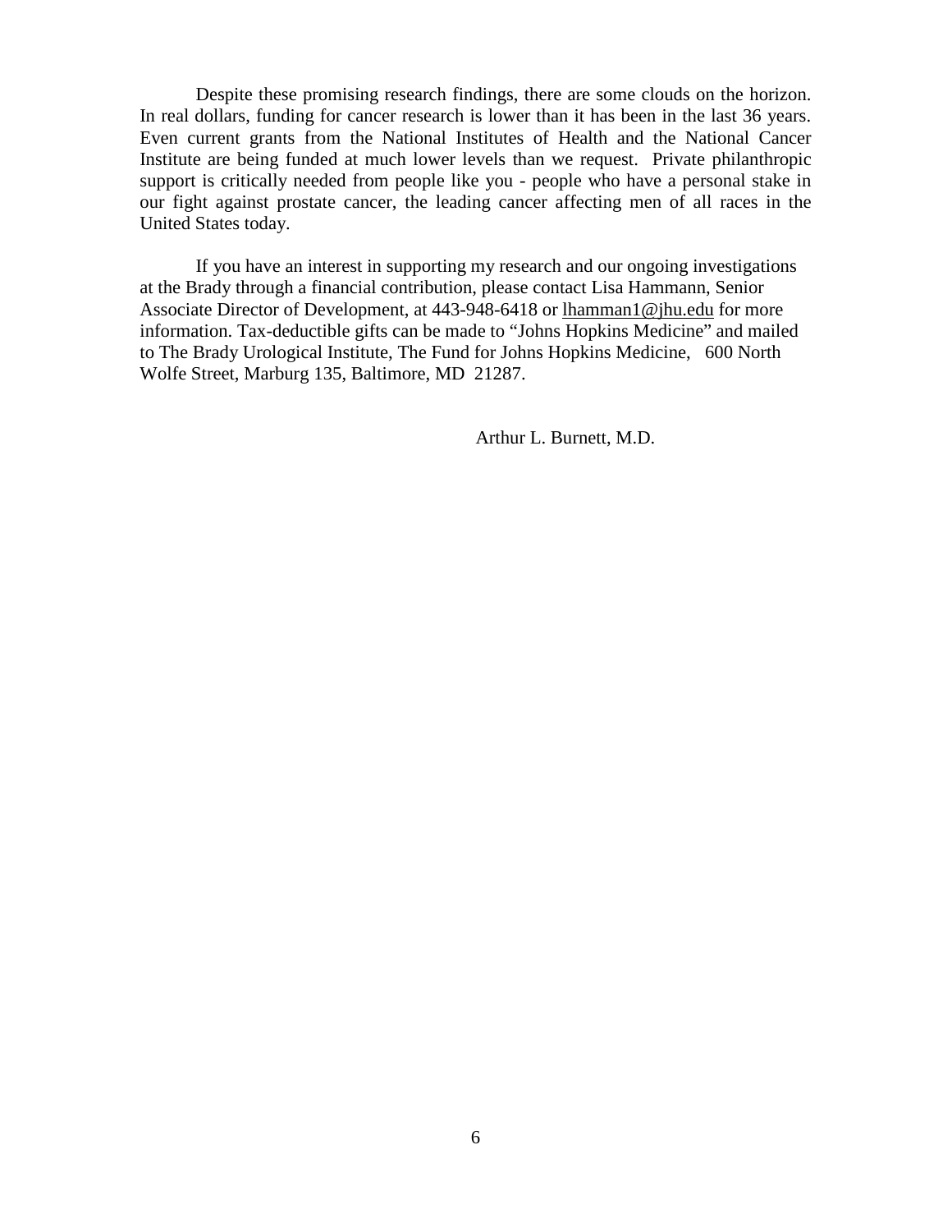Despite these promising research findings, there are some clouds on the horizon. In real dollars, funding for cancer research is lower than it has been in the last 36 years. Even current grants from the National Institutes of Health and the National Cancer Institute are being funded at much lower levels than we request. Private philanthropic support is critically needed from people like you - people who have a personal stake in our fight against prostate cancer, the leading cancer affecting men of all races in the United States today.

If you have an interest in supporting my research and our ongoing investigations at the Brady through a financial contribution, please contact Lisa Hammann, Senior Associate Director of Development, at 443-948-6418 or lhamman1@jhu.edu for more information. Tax-deductible gifts can be made to "Johns Hopkins Medicine" and mailed to The Brady Urological Institute, The Fund for Johns Hopkins Medicine, 600 North Wolfe Street, Marburg 135, Baltimore, MD 21287.

Arthur L. Burnett, M.D.